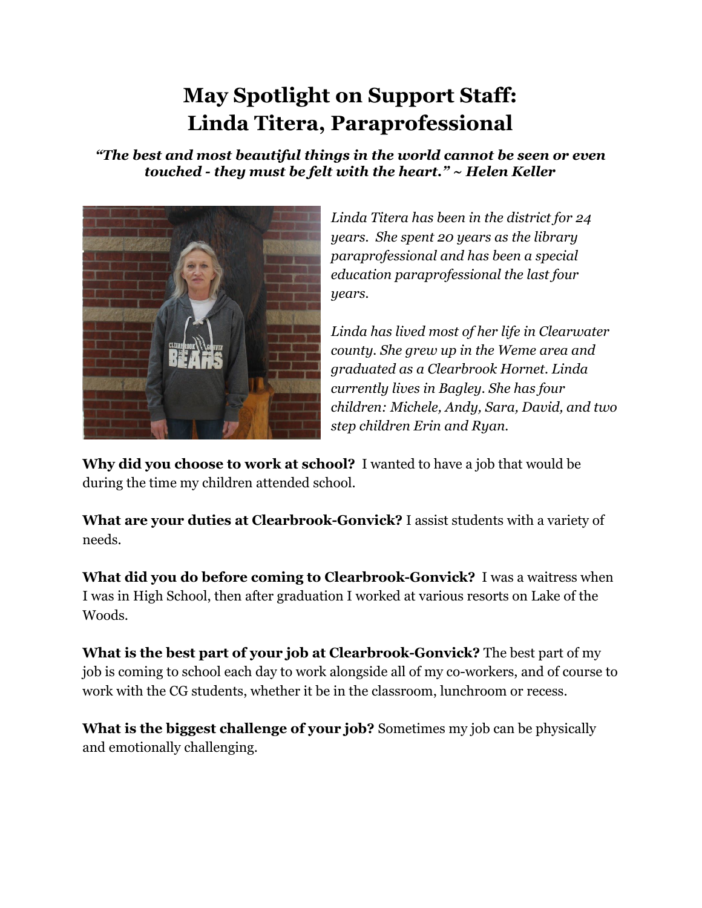# May Spotlight on Support Staff: Linda Titera, Paraprofessional

***"The best and most beautiful things in the world cannot be seen or even touched - they must be felt with the heart." ~ Helen Keller***

*Linda Titera has been in the district for 24 years. She spent 20 years as the library paraprofessional and has been a special education paraprofessional the last four years.*

*Linda has lived most of her life in Clearwater county. She grew up in the Weme area and graduated as a Clearbrook Hornet. Linda currently lives in Bagley. She has four children: Michele, Andy, Sara, David, and two step children Erin and Ryan.*

**Why did you choose to work at school?** I wanted to have a job that would be during the time my children attended school.

**What are your duties at Clearbrook-Gonvick?** I assist students with a variety of needs.

**What did you do before coming to Clearbrook-Gonvick?** I was a waitress when I was in High School, then after graduation I worked at various resorts on Lake of the Woods.

**What is the best part of your job at Clearbrook-Gonvick?** The best part of my job is coming to school each day to work alongside all of my co-workers, and of course to work with the CG students, whether it be in the classroom, lunchroom or recess.

**What is the biggest challenge of your job?** Sometimes my job can be physically and emotionally challenging.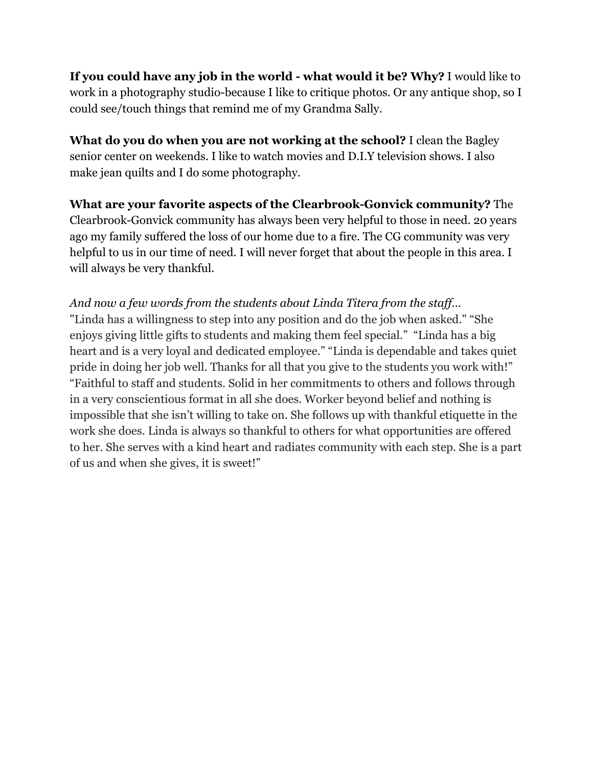**If you could have any job in the world - what would it be? Why?** I would like to work in a photography studio-because I like to critique photos. Or any antique shop, so I could see/touch things that remind me of my Grandma Sally.

**What do you do when you are not working at the school?** I clean the Bagley senior center on weekends. I like to watch movies and D.I.Y television shows. I also make jean quilts and I do some photography.

**What are your favorite aspects of the Clearbrook-Gonvick community?** The Clearbrook-Gonvick community has always been very helpful to those in need. 20 years ago my family suffered the loss of our home due to a fire. The CG community was very helpful to us in our time of need. I will never forget that about the people in this area. I will always be very thankful.

*And now a few words from the students about Linda Titera from the staff…*
"Linda has a willingness to step into any position and do the job when asked." "She enjoys giving little gifts to students and making them feel special." "Linda has a big heart and is a very loyal and dedicated employee." "Linda is dependable and takes quiet pride in doing her job well. Thanks for all that you give to the students you work with!" "Faithful to staff and students. Solid in her commitments to others and follows through in a very conscientious format in all she does. Worker beyond belief and nothing is impossible that she isn't willing to take on. She follows up with thankful etiquette in the work she does. Linda is always so thankful to others for what opportunities are offered to her. She serves with a kind heart and radiates community with each step. She is a part of us and when she gives, it is sweet!"